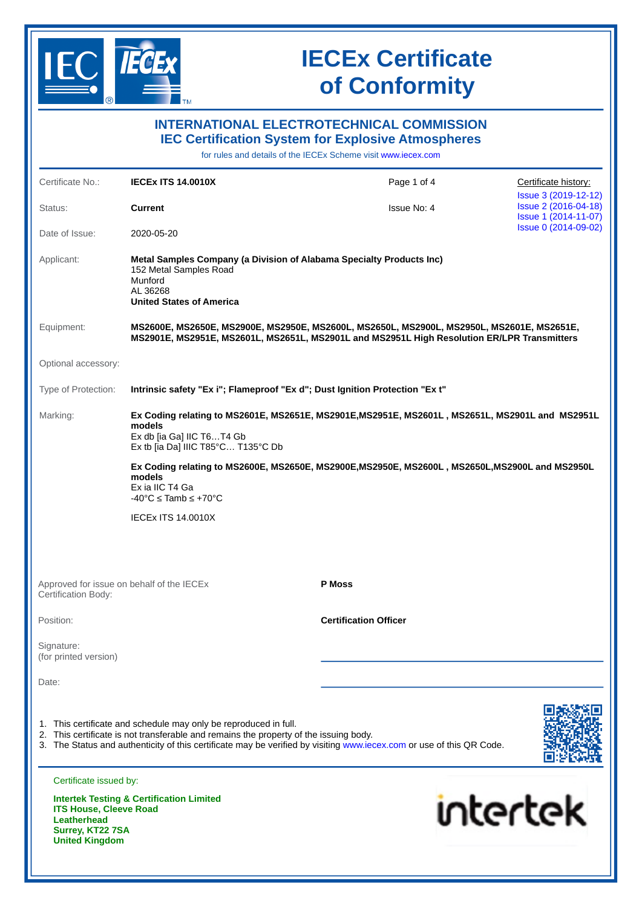# IECEx Certificate of Conformity

## INTERNATIONAL ELECTROTECHNICAL COMMISSION
## IEC Certification System for Explosive Atmospheres

for rules and details of the IECEx Scheme visit www.iecex.com

| | | | |
|---|---|---|---|
| Certificate No.: | **IECEx ITS 14.0010X** | Page 1 of 4 | Certificate history: |
| Status: | **Current** | Issue No: 4 | Issue 3 (2019-12-12)<br>Issue 2 (2016-04-18)<br>Issue 1 (2014-11-07)<br>Issue 0 (2014-09-02) |
| Date of Issue: | 2020-05-20 | | |

Applicant: **Metal Samples Company (a Division of Alabama Specialty Products Inc)**
152 Metal Samples Road
Munford
AL 36268
**United States of America**

Equipment: **MS2600E, MS2650E, MS2900E, MS2950E, MS2600L, MS2650L, MS2900L, MS2950L, MS2601E, MS2651E, MS2901E, MS2951E, MS2601L, MS2651L, MS2901L and MS2951L High Resolution ER/LPR Transmitters**

Optional accessory:

Type of Protection: **Intrinsic safety "Ex i"; Flameproof "Ex d"; Dust Ignition Protection "Ex t"**

Marking:

**Ex Coding relating to MS2601E, MS2651E, MS2901E,MS2951E, MS2601L , MS2651L, MS2901L and MS2951L models**
Ex db [ia Ga] IIC T6…T4 Gb
Ex tb [ia Da] IIIC T85°C… T135°C Db

**Ex Coding relating to MS2600E, MS2650E, MS2900E,MS2950E, MS2600L , MS2650L,MS2900L and MS2950L models**
Ex ia IIC T4 Ga
-40°C ≤ Tamb ≤ +70°C

IECEx ITS 14.0010X

| | |
|---|---|
| Approved for issue on behalf of the IECEx Certification Body: | **P Moss** |
| Position: | **Certification Officer** |
| Signature: (for printed version) | |
| Date: | |

1. This certificate and schedule may only be reproduced in full.
2. This certificate is not transferable and remains the property of the issuing body.
3. The Status and authenticity of this certificate may be verified by visiting www.iecex.com or use of this QR Code.

Certificate issued by:

**Intertek Testing & Certification Limited**
**ITS House, Cleeve Road**
**Leatherhead**
**Surrey, KT22 7SA**
**United Kingdom**

intertek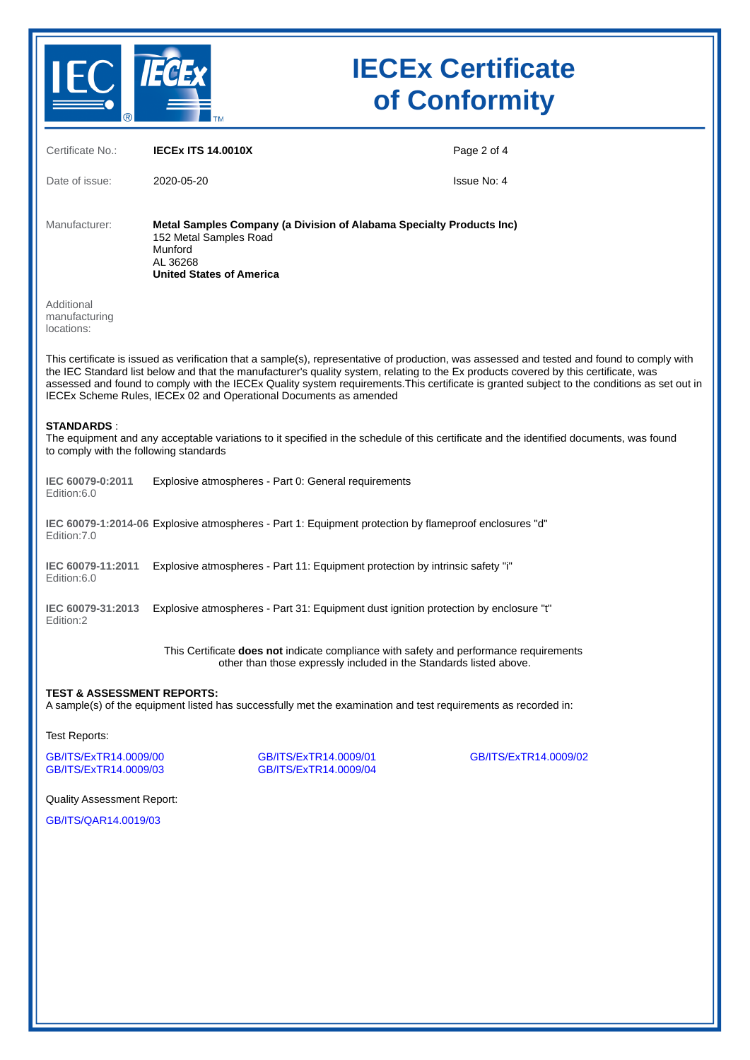# IECEx Certificate of Conformity

| | | |
|---|---|---|
| Certificate No.: | **IECEx ITS 14.0010X** | Page 2 of 4 |
| Date of issue: | 2020-05-20 | Issue No: 4 |

Manufacturer: **Metal Samples Company (a Division of Alabama Specialty Products Inc)**
152 Metal Samples Road
Munford
AL 36268
**United States of America**

Additional manufacturing locations:

This certificate is issued as verification that a sample(s), representative of production, was assessed and tested and found to comply with the IEC Standard list below and that the manufacturer's quality system, relating to the Ex products covered by this certificate, was assessed and found to comply with the IECEx Quality system requirements.This certificate is granted subject to the conditions as set out in IECEx Scheme Rules, IECEx 02 and Operational Documents as amended

**STANDARDS** :
The equipment and any acceptable variations to it specified in the schedule of this certificate and the identified documents, was found to comply with the following standards

**IEC 60079-0:2011** Edition:6.0 — Explosive atmospheres - Part 0: General requirements

**IEC 60079-1:2014-06** Edition:7.0 — Explosive atmospheres - Part 1: Equipment protection by flameproof enclosures "d"

**IEC 60079-11:2011** Edition:6.0 — Explosive atmospheres - Part 11: Equipment protection by intrinsic safety "i"

**IEC 60079-31:2013** Edition:2 — Explosive atmospheres - Part 31: Equipment dust ignition protection by enclosure "t"

This Certificate **does not** indicate compliance with safety and performance requirements other than those expressly included in the Standards listed above.

**TEST & ASSESSMENT REPORTS:**
A sample(s) of the equipment listed has successfully met the examination and test requirements as recorded in:

Test Reports:

GB/ITS/ExTR14.0009/00
GB/ITS/ExTR14.0009/01
GB/ITS/ExTR14.0009/02
GB/ITS/ExTR14.0009/03
GB/ITS/ExTR14.0009/04

Quality Assessment Report:

GB/ITS/QAR14.0019/03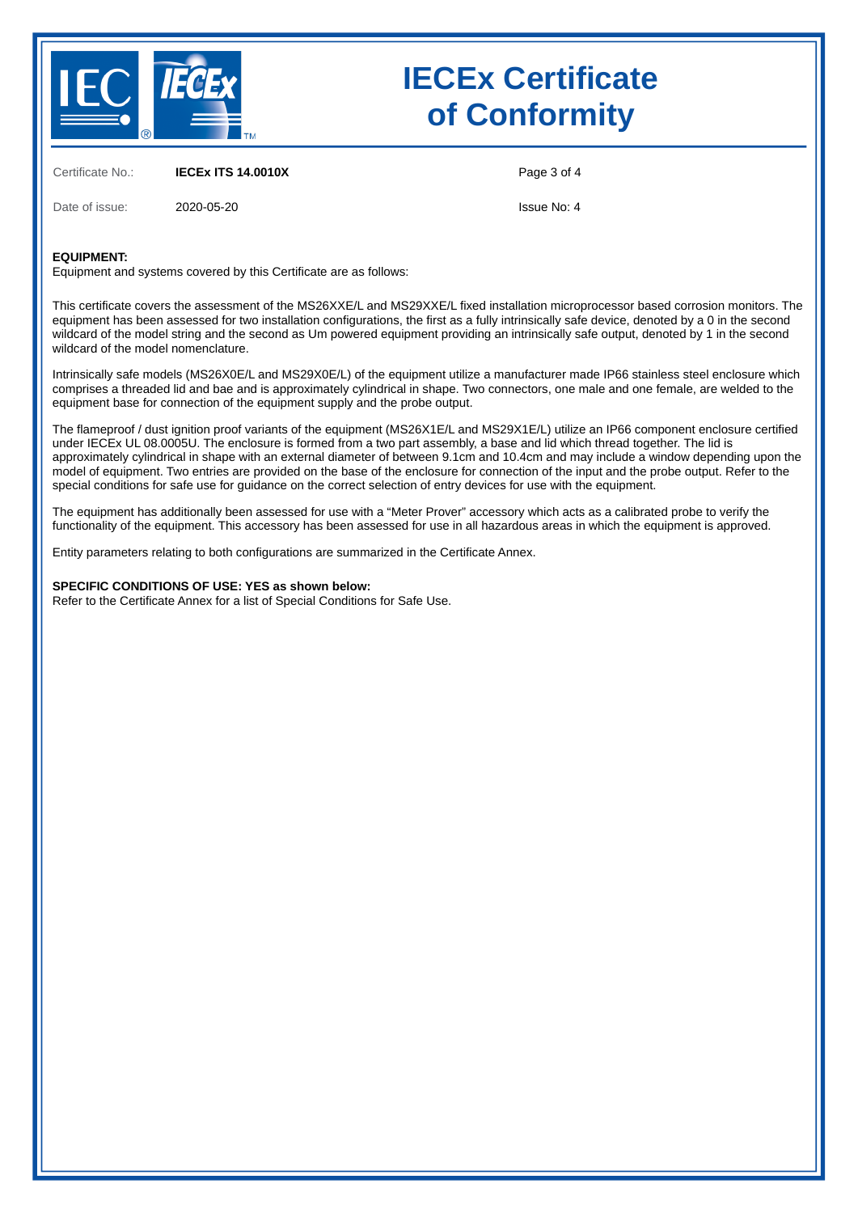# IECEx Certificate of Conformity

Certificate No.: **IECEx ITS 14.0010X**

Date of issue: 2020-05-20

Issue No: 4

**EQUIPMENT:**
Equipment and systems covered by this Certificate are as follows:

This certificate covers the assessment of the MS26XXE/L and MS29XXE/L fixed installation microprocessor based corrosion monitors. The equipment has been assessed for two installation configurations, the first as a fully intrinsically safe device, denoted by a 0 in the second wildcard of the model string and the second as Um powered equipment providing an intrinsically safe output, denoted by 1 in the second wildcard of the model nomenclature.

Intrinsically safe models (MS26X0E/L and MS29X0E/L) of the equipment utilize a manufacturer made IP66 stainless steel enclosure which comprises a threaded lid and bae and is approximately cylindrical in shape. Two connectors, one male and one female, are welded to the equipment base for connection of the equipment supply and the probe output.

The flameproof / dust ignition proof variants of the equipment (MS26X1E/L and MS29X1E/L) utilize an IP66 component enclosure certified under IECEx UL 08.0005U. The enclosure is formed from a two part assembly, a base and lid which thread together. The lid is approximately cylindrical in shape with an external diameter of between 9.1cm and 10.4cm and may include a window depending upon the model of equipment. Two entries are provided on the base of the enclosure for connection of the input and the probe output. Refer to the special conditions for safe use for guidance on the correct selection of entry devices for use with the equipment.

The equipment has additionally been assessed for use with a "Meter Prover" accessory which acts as a calibrated probe to verify the functionality of the equipment. This accessory has been assessed for use in all hazardous areas in which the equipment is approved.

Entity parameters relating to both configurations are summarized in the Certificate Annex.

**SPECIFIC CONDITIONS OF USE: YES as shown below:**
Refer to the Certificate Annex for a list of Special Conditions for Safe Use.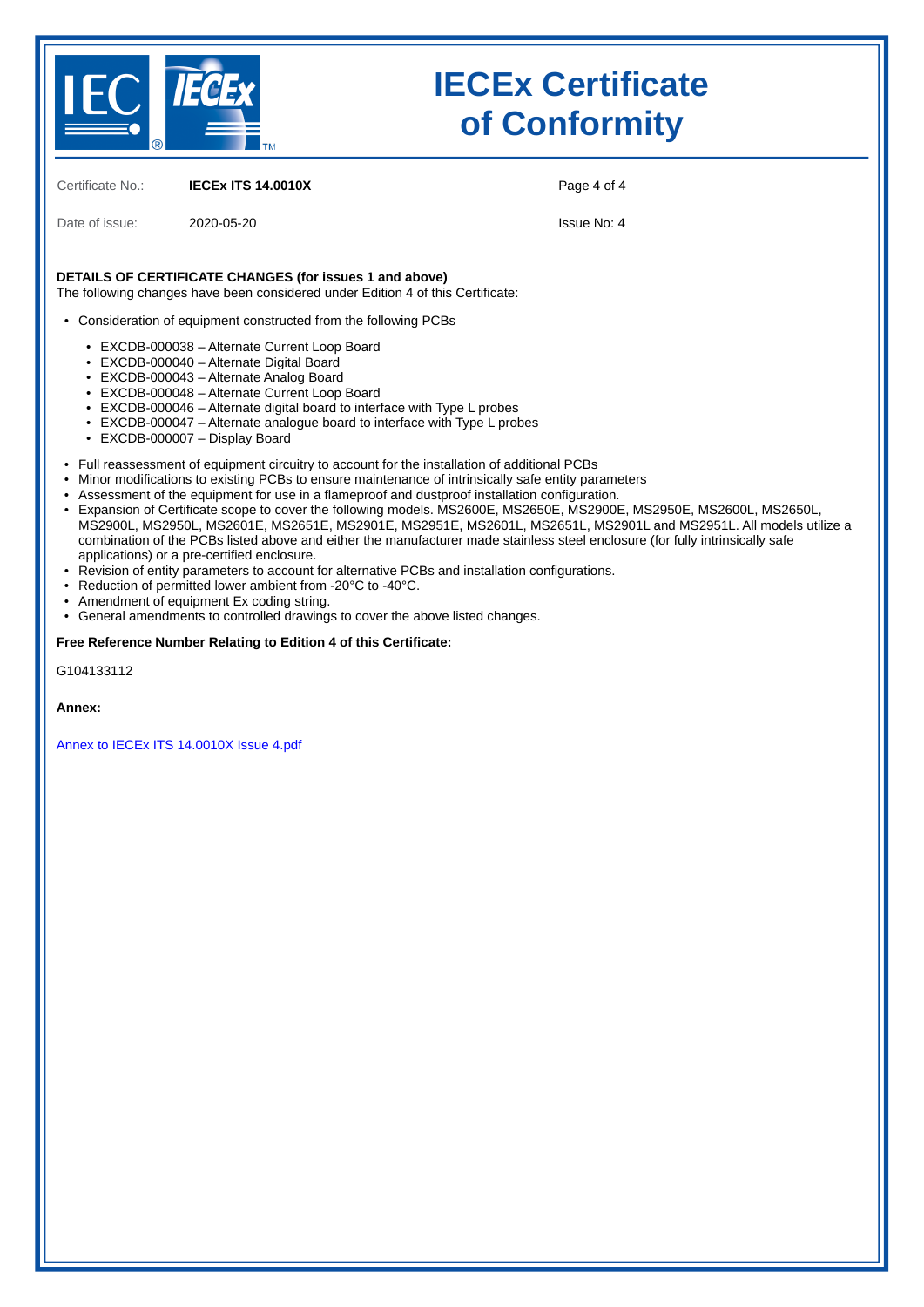# IECEx Certificate of Conformity

Certificate No.: **IECEx ITS 14.0010X**

Date of issue: 2020-05-20

Issue No: 4

**DETAILS OF CERTIFICATE CHANGES (for issues 1 and above)**
The following changes have been considered under Edition 4 of this Certificate:

- Consideration of equipment constructed from the following PCBs
  - EXCDB-000038 – Alternate Current Loop Board
  - EXCDB-000040 – Alternate Digital Board
  - EXCDB-000043 – Alternate Analog Board
  - EXCDB-000048 – Alternate Current Loop Board
  - EXCDB-000046 – Alternate digital board to interface with Type L probes
  - EXCDB-000047 – Alternate analogue board to interface with Type L probes
  - EXCDB-000007 – Display Board
- Full reassessment of equipment circuitry to account for the installation of additional PCBs
- Minor modifications to existing PCBs to ensure maintenance of intrinsically safe entity parameters
- Assessment of the equipment for use in a flameproof and dustproof installation configuration.
- Expansion of Certificate scope to cover the following models. MS2600E, MS2650E, MS2900E, MS2950E, MS2600L, MS2650L, MS2900L, MS2950L, MS2601E, MS2651E, MS2901E, MS2951E, MS2601L, MS2651L, MS2901L and MS2951L. All models utilize a combination of the PCBs listed above and either the manufacturer made stainless steel enclosure (for fully intrinsically safe applications) or a pre-certified enclosure.
- Revision of entity parameters to account for alternative PCBs and installation configurations.
- Reduction of permitted lower ambient from -20°C to -40°C.
- Amendment of equipment Ex coding string.
- General amendments to controlled drawings to cover the above listed changes.

**Free Reference Number Relating to Edition 4 of this Certificate:**

G104133112

**Annex:**

Annex to IECEx ITS 14.0010X Issue 4.pdf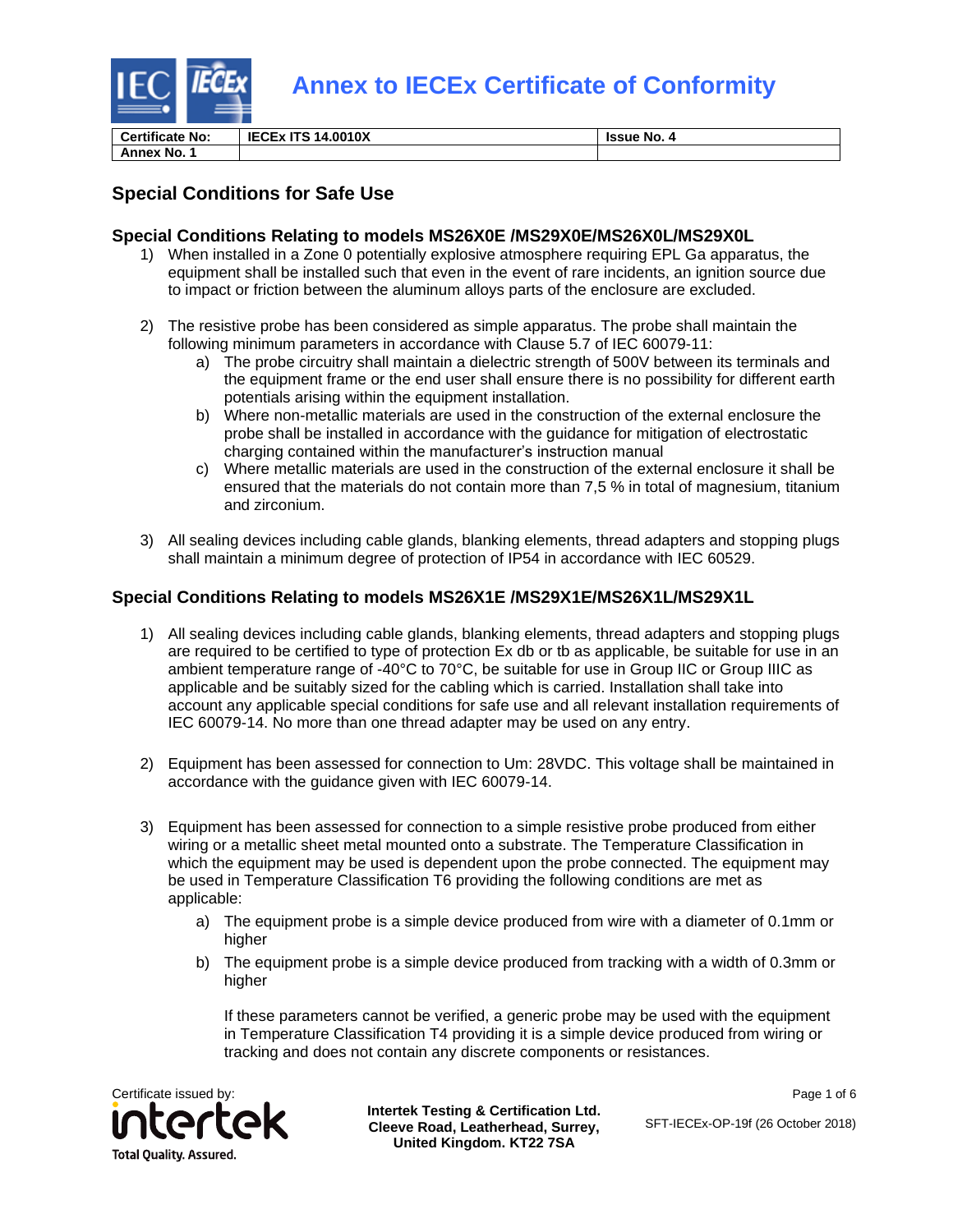# Annex to IECEx Certificate of Conformity

| Certificate No: | IECEx ITS 14.0010X | Issue No. 4 |
|---|---|---|
| Annex No. 1 | | |

## Special Conditions for Safe Use

### Special Conditions Relating to models MS26X0E /MS29X0E/MS26X0L/MS29X0L

1) When installed in a Zone 0 potentially explosive atmosphere requiring EPL Ga apparatus, the equipment shall be installed such that even in the event of rare incidents, an ignition source due to impact or friction between the aluminum alloys parts of the enclosure are excluded.

2) The resistive probe has been considered as simple apparatus. The probe shall maintain the following minimum parameters in accordance with Clause 5.7 of IEC 60079-11:
   a) The probe circuitry shall maintain a dielectric strength of 500V between its terminals and the equipment frame or the end user shall ensure there is no possibility for different earth potentials arising within the equipment installation.
   b) Where non-metallic materials are used in the construction of the external enclosure the probe shall be installed in accordance with the guidance for mitigation of electrostatic charging contained within the manufacturer's instruction manual
   c) Where metallic materials are used in the construction of the external enclosure it shall be ensured that the materials do not contain more than 7,5 % in total of magnesium, titanium and zirconium.

3) All sealing devices including cable glands, blanking elements, thread adapters and stopping plugs shall maintain a minimum degree of protection of IP54 in accordance with IEC 60529.

### Special Conditions Relating to models MS26X1E /MS29X1E/MS26X1L/MS29X1L

1) All sealing devices including cable glands, blanking elements, thread adapters and stopping plugs are required to be certified to type of protection Ex db or tb as applicable, be suitable for use in an ambient temperature range of -40°C to 70°C, be suitable for use in Group IIC or Group IIIC as applicable and be suitably sized for the cabling which is carried. Installation shall take into account any applicable special conditions for safe use and all relevant installation requirements of IEC 60079-14. No more than one thread adapter may be used on any entry.

2) Equipment has been assessed for connection to Um: 28VDC. This voltage shall be maintained in accordance with the guidance given with IEC 60079-14.

3) Equipment has been assessed for connection to a simple resistive probe produced from either wiring or a metallic sheet metal mounted onto a substrate. The Temperature Classification in which the equipment may be used is dependent upon the probe connected. The equipment may be used in Temperature Classification T6 providing the following conditions are met as applicable:
   a) The equipment probe is a simple device produced from wire with a diameter of 0.1mm or higher
   b) The equipment probe is a simple device produced from tracking with a width of 0.3mm or higher

   If these parameters cannot be verified, a generic probe may be used with the equipment in Temperature Classification T4 providing it is a simple device produced from wiring or tracking and does not contain any discrete components or resistances.

Certificate issued by:

Intertek Testing & Certification Ltd.
Cleeve Road, Leatherhead, Surrey,
United Kingdom. KT22 7SA

SFT-IECEx-OP-19f (26 October 2018)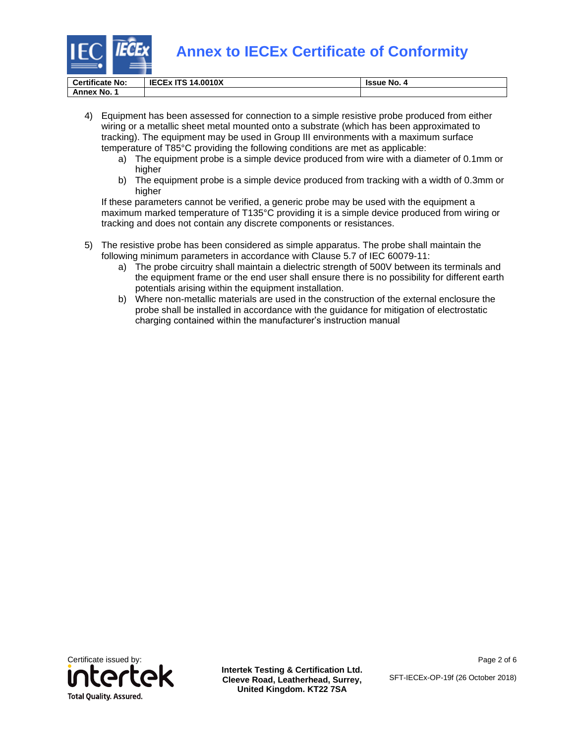# Annex to IECEx Certificate of Conformity

| Certificate No: | IECEx ITS 14.0010X | Issue No. 4 |
|---|---|---|
| Annex No. 1 | | |

4) Equipment has been assessed for connection to a simple resistive probe produced from either wiring or a metallic sheet metal mounted onto a substrate (which has been approximated to tracking). The equipment may be used in Group III environments with a maximum surface temperature of T85°C providing the following conditions are met as applicable:
   a) The equipment probe is a simple device produced from wire with a diameter of 0.1mm or higher
   b) The equipment probe is a simple device produced from tracking with a width of 0.3mm or higher

   If these parameters cannot be verified, a generic probe may be used with the equipment a maximum marked temperature of T135°C providing it is a simple device produced from wiring or tracking and does not contain any discrete components or resistances.

5) The resistive probe has been considered as simple apparatus. The probe shall maintain the following minimum parameters in accordance with Clause 5.7 of IEC 60079-11:
   a) The probe circuitry shall maintain a dielectric strength of 500V between its terminals and the equipment frame or the end user shall ensure there is no possibility for different earth potentials arising within the equipment installation.
   b) Where non-metallic materials are used in the construction of the external enclosure the probe shall be installed in accordance with the guidance for mitigation of electrostatic charging contained within the manufacturer's instruction manual

Certificate issued by:

Intertek Testing & Certification Ltd.
Cleeve Road, Leatherhead, Surrey,
United Kingdom. KT22 7SA

SFT-IECEx-OP-19f (26 October 2018)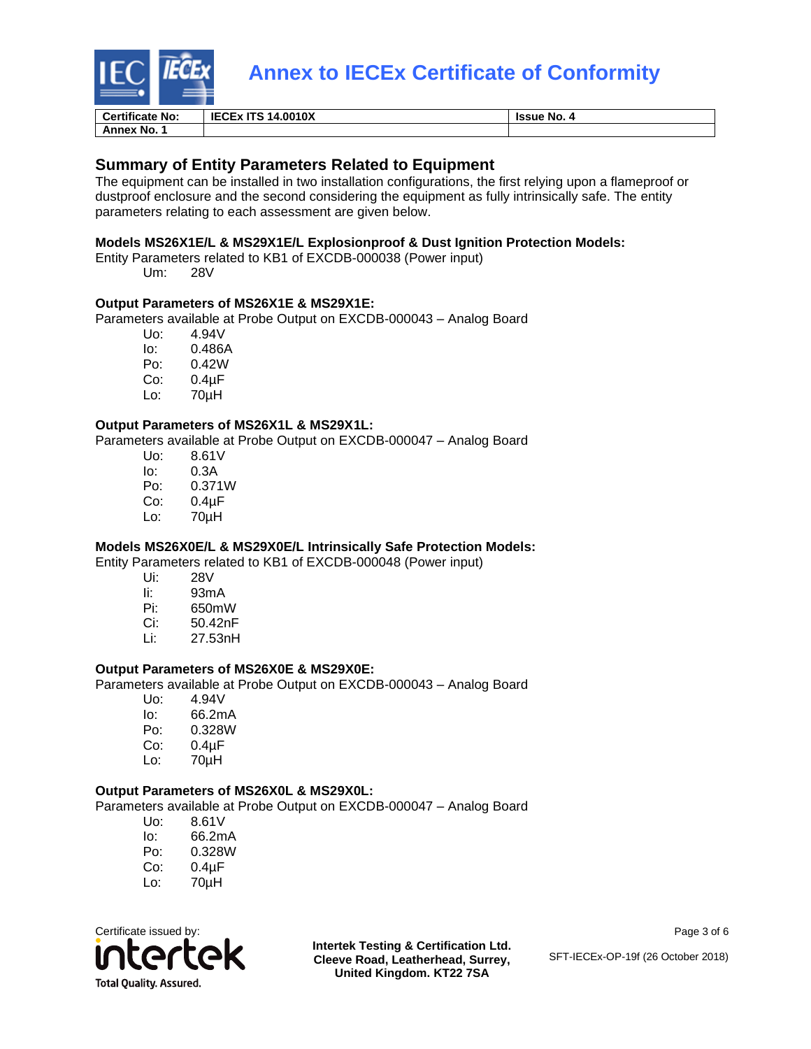# Annex to IECEx Certificate of Conformity

| Certificate No: | IECEx ITS 14.0010X | Issue No. 4 |
|---|---|---|
| Annex No. 1 | | |

## Summary of Entity Parameters Related to Equipment

The equipment can be installed in two installation configurations, the first relying upon a flameproof or dustproof enclosure and the second considering the equipment as fully intrinsically safe. The entity parameters relating to each assessment are given below.

**Models MS26X1E/L & MS29X1E/L Explosionproof & Dust Ignition Protection Models:**

Entity Parameters related to KB1 of EXCDB-000038 (Power input)

Um: 28V

**Output Parameters of MS26X1E & MS29X1E:**

Parameters available at Probe Output on EXCDB-000043 – Analog Board

Uo: 4.94V
Io: 0.486A
Po: 0.42W
Co: 0.4µF
Lo: 70µH

**Output Parameters of MS26X1L & MS29X1L:**

Parameters available at Probe Output on EXCDB-000047 – Analog Board

Uo: 8.61V
Io: 0.3A
Po: 0.371W
Co: 0.4µF
Lo: 70µH

**Models MS26X0E/L & MS29X0E/L Intrinsically Safe Protection Models:**

Entity Parameters related to KB1 of EXCDB-000048 (Power input)

Ui: 28V
Ii: 93mA
Pi: 650mW
Ci: 50.42nF
Li: 27.53nH

**Output Parameters of MS26X0E & MS29X0E:**

Parameters available at Probe Output on EXCDB-000043 – Analog Board

Uo: 4.94V
Io: 66.2mA
Po: 0.328W
Co: 0.4µF
Lo: 70µH

**Output Parameters of MS26X0L & MS29X0L:**

Parameters available at Probe Output on EXCDB-000047 – Analog Board

Uo: 8.61V
Io: 66.2mA
Po: 0.328W
Co: 0.4µF
Lo: 70µH

Certificate issued by:

intertek
Total Quality. Assured.

**Intertek Testing & Certification Ltd.**
**Cleeve Road, Leatherhead, Surrey,**
**United Kingdom. KT22 7SA**

SFT-IECEx-OP-19f (26 October 2018)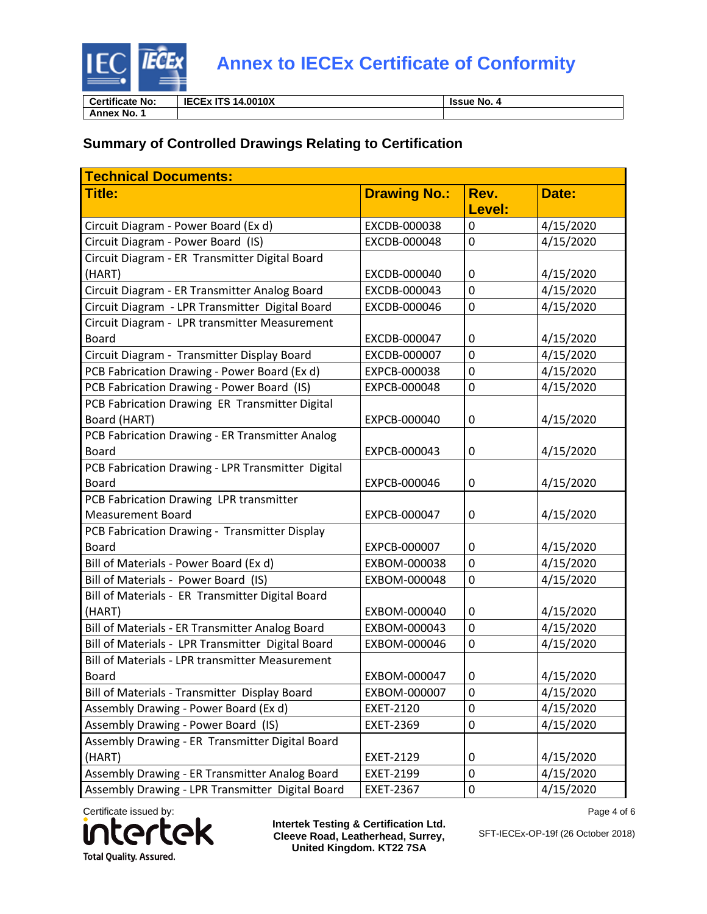# Annex to IECEx Certificate of Conformity

| Certificate No: | IECEx ITS 14.0010X | Issue No. 4 |
|---|---|---|
| Annex No. 1 | | |

## Summary of Controlled Drawings Relating to Certification

| Technical Documents: | | | |
|---|---|---|---|
| **Title:** | **Drawing No.:** | **Rev. Level:** | **Date:** |
| Circuit Diagram - Power Board (Ex d) | EXCDB-000038 | 0 | 4/15/2020 |
| Circuit Diagram - Power Board (IS) | EXCDB-000048 | 0 | 4/15/2020 |
| Circuit Diagram - ER Transmitter Digital Board (HART) | EXCDB-000040 | 0 | 4/15/2020 |
| Circuit Diagram - ER Transmitter Analog Board | EXCDB-000043 | 0 | 4/15/2020 |
| Circuit Diagram - LPR Transmitter Digital Board | EXCDB-000046 | 0 | 4/15/2020 |
| Circuit Diagram - LPR transmitter Measurement Board | EXCDB-000047 | 0 | 4/15/2020 |
| Circuit Diagram - Transmitter Display Board | EXCDB-000007 | 0 | 4/15/2020 |
| PCB Fabrication Drawing - Power Board (Ex d) | EXPCB-000038 | 0 | 4/15/2020 |
| PCB Fabrication Drawing - Power Board (IS) | EXPCB-000048 | 0 | 4/15/2020 |
| PCB Fabrication Drawing ER Transmitter Digital Board (HART) | EXPCB-000040 | 0 | 4/15/2020 |
| PCB Fabrication Drawing - ER Transmitter Analog Board | EXPCB-000043 | 0 | 4/15/2020 |
| PCB Fabrication Drawing - LPR Transmitter Digital Board | EXPCB-000046 | 0 | 4/15/2020 |
| PCB Fabrication Drawing LPR transmitter Measurement Board | EXPCB-000047 | 0 | 4/15/2020 |
| PCB Fabrication Drawing - Transmitter Display Board | EXPCB-000007 | 0 | 4/15/2020 |
| Bill of Materials - Power Board (Ex d) | EXBOM-000038 | 0 | 4/15/2020 |
| Bill of Materials - Power Board (IS) | EXBOM-000048 | 0 | 4/15/2020 |
| Bill of Materials - ER Transmitter Digital Board (HART) | EXBOM-000040 | 0 | 4/15/2020 |
| Bill of Materials - ER Transmitter Analog Board | EXBOM-000043 | 0 | 4/15/2020 |
| Bill of Materials - LPR Transmitter Digital Board | EXBOM-000046 | 0 | 4/15/2020 |
| Bill of Materials - LPR transmitter Measurement Board | EXBOM-000047 | 0 | 4/15/2020 |
| Bill of Materials - Transmitter Display Board | EXBOM-000007 | 0 | 4/15/2020 |
| Assembly Drawing - Power Board (Ex d) | EXET-2120 | 0 | 4/15/2020 |
| Assembly Drawing - Power Board (IS) | EXET-2369 | 0 | 4/15/2020 |
| Assembly Drawing - ER Transmitter Digital Board (HART) | EXET-2129 | 0 | 4/15/2020 |
| Assembly Drawing - ER Transmitter Analog Board | EXET-2199 | 0 | 4/15/2020 |
| Assembly Drawing - LPR Transmitter Digital Board | EXET-2367 | 0 | 4/15/2020 |

Certificate issued by:

intertek
Total Quality. Assured.

**Intertek Testing & Certification Ltd.
Cleeve Road, Leatherhead, Surrey,
United Kingdom. KT22 7SA**

SFT-IECEx-OP-19f (26 October 2018)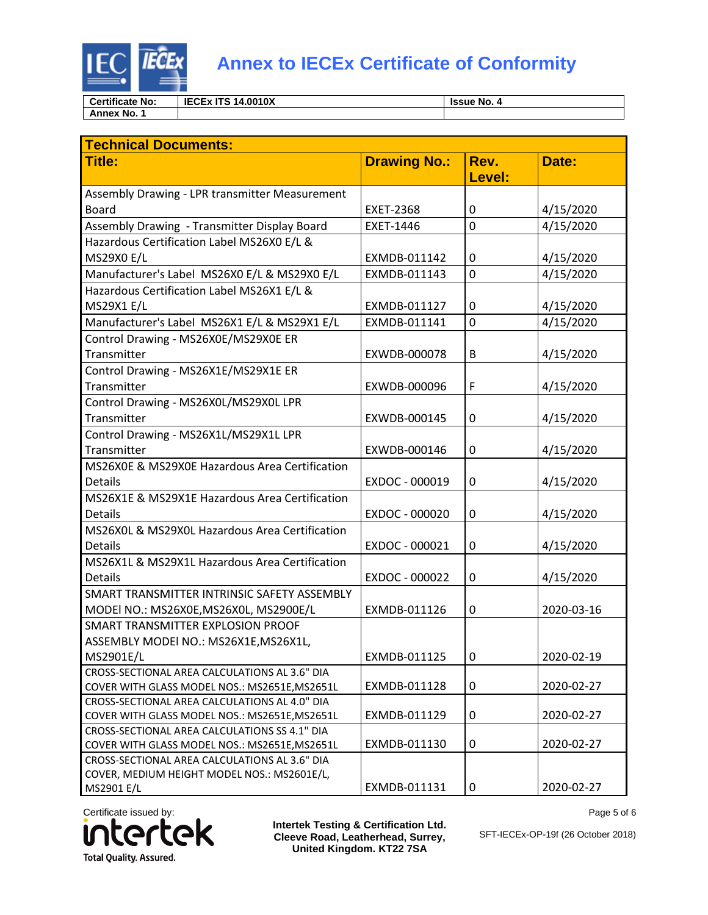# Annex to IECEx Certificate of Conformity

| Certificate No: | IECEx ITS 14.0010X | Issue No. 4 |
|---|---|---|
| Annex No. 1 | | |

| **Technical Documents:** | | | |
|---|---|---|---|
| **Title:** | **Drawing No.:** | **Rev. Level:** | **Date:** |
| Assembly Drawing - LPR transmitter Measurement Board | EXET-2368 | 0 | 4/15/2020 |
| Assembly Drawing - Transmitter Display Board | EXET-1446 | 0 | 4/15/2020 |
| Hazardous Certification Label MS26X0 E/L & MS29X0 E/L | EXMDB-011142 | 0 | 4/15/2020 |
| Manufacturer's Label MS26X0 E/L & MS29X0 E/L | EXMDB-011143 | 0 | 4/15/2020 |
| Hazardous Certification Label MS26X1 E/L & MS29X1 E/L | EXMDB-011127 | 0 | 4/15/2020 |
| Manufacturer's Label MS26X1 E/L & MS29X1 E/L | EXMDB-011141 | 0 | 4/15/2020 |
| Control Drawing - MS26X0E/MS29X0E ER Transmitter | EXWDB-000078 | B | 4/15/2020 |
| Control Drawing - MS26X1E/MS29X1E ER Transmitter | EXWDB-000096 | F | 4/15/2020 |
| Control Drawing - MS26X0L/MS29X0L LPR Transmitter | EXWDB-000145 | 0 | 4/15/2020 |
| Control Drawing - MS26X1L/MS29X1L LPR Transmitter | EXWDB-000146 | 0 | 4/15/2020 |
| MS26X0E & MS29X0E Hazardous Area Certification Details | EXDOC - 000019 | 0 | 4/15/2020 |
| MS26X1E & MS29X1E Hazardous Area Certification Details | EXDOC - 000020 | 0 | 4/15/2020 |
| MS26X0L & MS29X0L Hazardous Area Certification Details | EXDOC - 000021 | 0 | 4/15/2020 |
| MS26X1L & MS29X1L Hazardous Area Certification Details | EXDOC - 000022 | 0 | 4/15/2020 |
| SMART TRANSMITTER INTRINSIC SAFETY ASSEMBLY MODEl NO.: MS26X0E,MS26X0L, MS2900E/L | EXMDB-011126 | 0 | 2020-03-16 |
| SMART TRANSMITTER EXPLOSION PROOF ASSEMBLY MODEl NO.: MS26X1E,MS26X1L, MS2901E/L | EXMDB-011125 | 0 | 2020-02-19 |
| CROSS-SECTIONAL AREA CALCULATIONS AL 3.6" DIA COVER WITH GLASS MODEL NOS.: MS2651E,MS2651L | EXMDB-011128 | 0 | 2020-02-27 |
| CROSS-SECTIONAL AREA CALCULATIONS AL 4.0" DIA COVER WITH GLASS MODEL NOS.: MS2651E,MS2651L | EXMDB-011129 | 0 | 2020-02-27 |
| CROSS-SECTIONAL AREA CALCULATIONS SS 4.1" DIA COVER WITH GLASS MODEL NOS.: MS2651E,MS2651L | EXMDB-011130 | 0 | 2020-02-27 |
| CROSS-SECTIONAL AREA CALCULATIONS AL 3.6" DIA COVER, MEDIUM HEIGHT MODEL NOS.: MS2601E/L, MS2901 E/L | EXMDB-011131 | 0 | 2020-02-27 |

Certificate issued by:

intertek
Total Quality. Assured.

Intertek Testing & Certification Ltd.
Cleeve Road, Leatherhead, Surrey,
United Kingdom. KT22 7SA

SFT-IECEx-OP-19f (26 October 2018)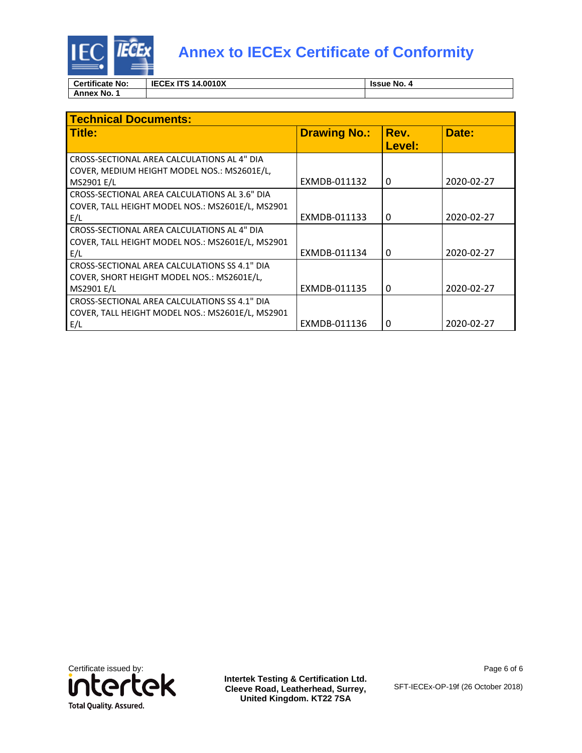# Annex to IECEx Certificate of Conformity

| Certificate No: | IECEx ITS 14.0010X | Issue No. 4 |
|---|---|---|
| Annex No. 1 | | |

| Technical Documents: | | | |
|---|---|---|---|
| **Title:** | **Drawing No.:** | **Rev. Level:** | **Date:** |
| CROSS-SECTIONAL AREA CALCULATIONS AL 4" DIA COVER, MEDIUM HEIGHT MODEL NOS.: MS2601E/L, MS2901 E/L | EXMDB-011132 | 0 | 2020-02-27 |
| CROSS-SECTIONAL AREA CALCULATIONS AL 3.6" DIA COVER, TALL HEIGHT MODEL NOS.: MS2601E/L, MS2901 E/L | EXMDB-011133 | 0 | 2020-02-27 |
| CROSS-SECTIONAL AREA CALCULATIONS AL 4" DIA COVER, TALL HEIGHT MODEL NOS.: MS2601E/L, MS2901 E/L | EXMDB-011134 | 0 | 2020-02-27 |
| CROSS-SECTIONAL AREA CALCULATIONS SS 4.1" DIA COVER, SHORT HEIGHT MODEL NOS.: MS2601E/L, MS2901 E/L | EXMDB-011135 | 0 | 2020-02-27 |
| CROSS-SECTIONAL AREA CALCULATIONS SS 4.1" DIA COVER, TALL HEIGHT MODEL NOS.: MS2601E/L, MS2901 E/L | EXMDB-011136 | 0 | 2020-02-27 |

Certificate issued by:

intertek
Total Quality. Assured.

**Intertek Testing & Certification Ltd.
Cleeve Road, Leatherhead, Surrey,
United Kingdom. KT22 7SA**

SFT-IECEx-OP-19f (26 October 2018)